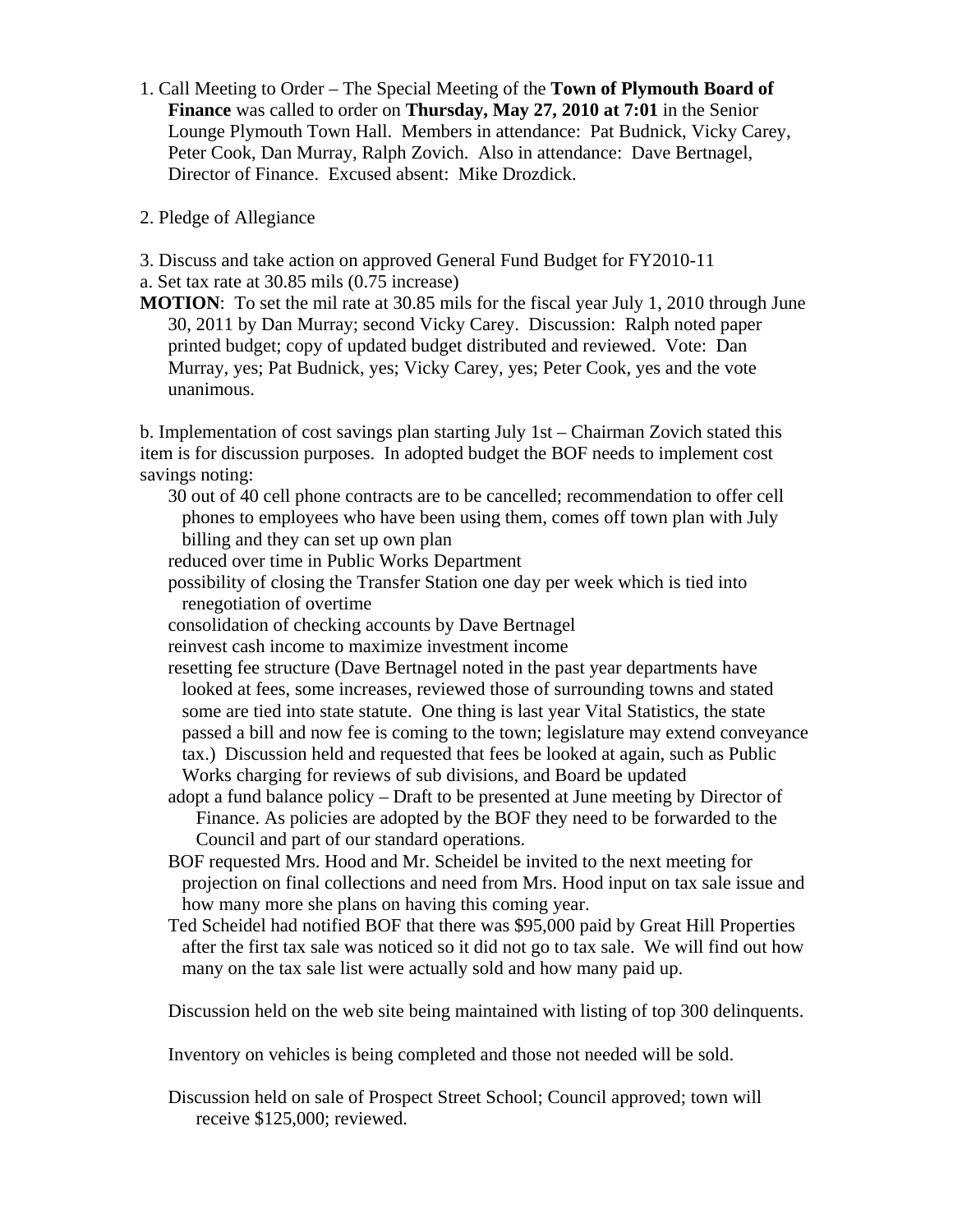1. Call Meeting to Order – The Special Meeting of the **Town of Plymouth Board of Finance** was called to order on **Thursday, May 27, 2010 at 7:01** in the Senior Lounge Plymouth Town Hall. Members in attendance: Pat Budnick, Vicky Carey, Peter Cook, Dan Murray, Ralph Zovich. Also in attendance: Dave Bertnagel, Director of Finance. Excused absent: Mike Drozdick.

2. Pledge of Allegiance

3. Discuss and take action on approved General Fund Budget for FY2010-11

a. Set tax rate at 30.85 mils (0.75 increase)

**MOTION**: To set the mil rate at 30.85 mils for the fiscal year July 1, 2010 through June 30, 2011 by Dan Murray; second Vicky Carey. Discussion: Ralph noted paper printed budget; copy of updated budget distributed and reviewed. Vote: Dan Murray, yes; Pat Budnick, yes; Vicky Carey, yes; Peter Cook, yes and the vote unanimous.

b. Implementation of cost savings plan starting July 1st – Chairman Zovich stated this item is for discussion purposes. In adopted budget the BOF needs to implement cost savings noting:

- 30 out of 40 cell phone contracts are to be cancelled; recommendation to offer cell phones to employees who have been using them, comes off town plan with July billing and they can set up own plan
- reduced over time in Public Works Department
- possibility of closing the Transfer Station one day per week which is tied into renegotiation of overtime
- consolidation of checking accounts by Dave Bertnagel
- reinvest cash income to maximize investment income
- resetting fee structure (Dave Bertnagel noted in the past year departments have looked at fees, some increases, reviewed those of surrounding towns and stated some are tied into state statute. One thing is last year Vital Statistics, the state passed a bill and now fee is coming to the town; legislature may extend conveyance tax.) Discussion held and requested that fees be looked at again, such as Public Works charging for reviews of sub divisions, and Board be updated
- adopt a fund balance policy – Draft to be presented at June meeting by Director of Finance. As policies are adopted by the BOF they need to be forwarded to the Council and part of our standard operations.
- BOF requested Mrs. Hood and Mr. Scheidel be invited to the next meeting for projection on final collections and need from Mrs. Hood input on tax sale issue and how many more she plans on having this coming year.
- Ted Scheidel had notified BOF that there was $95,000 paid by Great Hill Properties after the first tax sale was noticed so it did not go to tax sale. We will find out how many on the tax sale list were actually sold and how many paid up.

Discussion held on the web site being maintained with listing of top 300 delinquents.

Inventory on vehicles is being completed and those not needed will be sold.

Discussion held on sale of Prospect Street School; Council approved; town will receive $125,000; reviewed.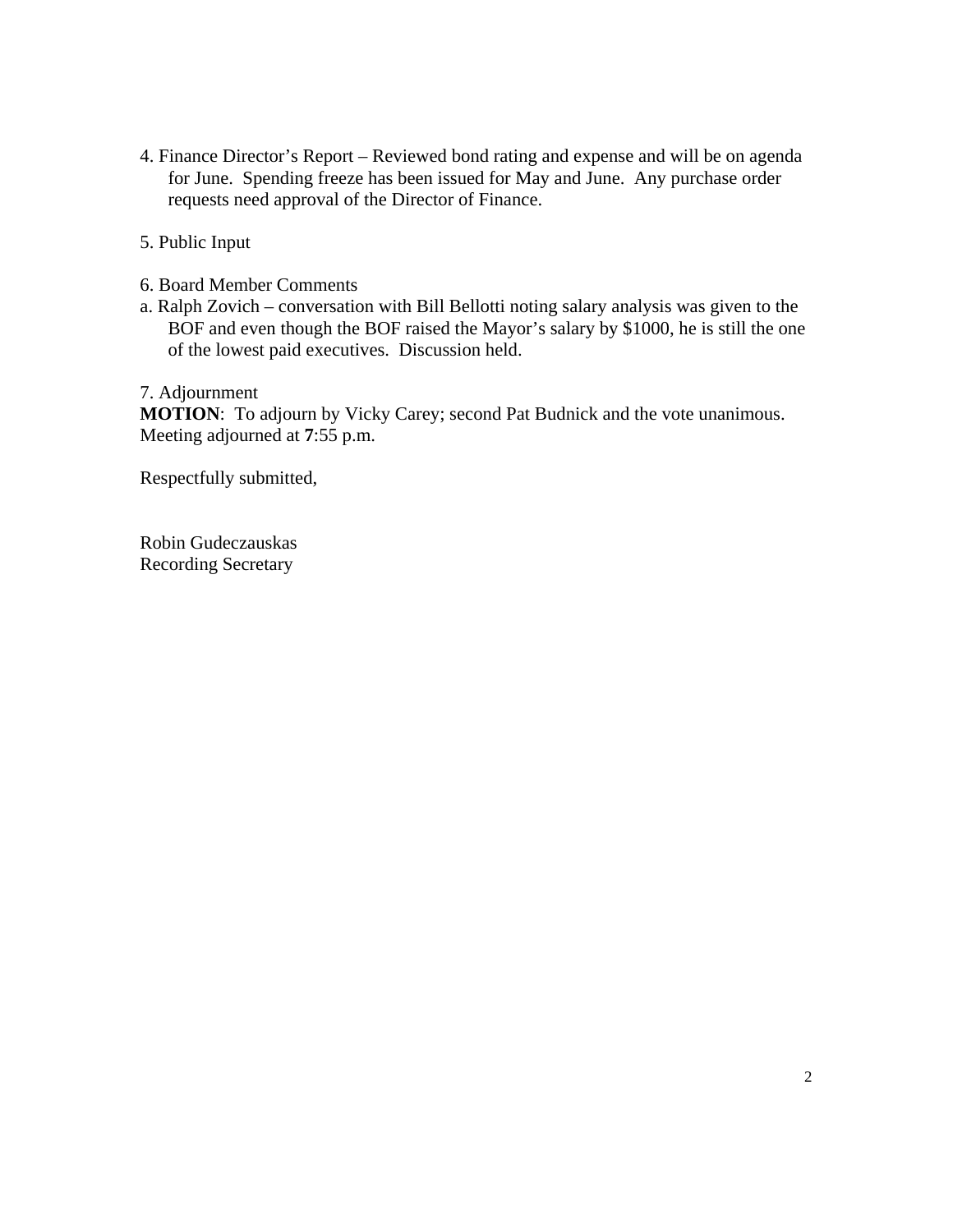4. Finance Director's Report – Reviewed bond rating and expense and will be on agenda for June. Spending freeze has been issued for May and June. Any purchase order requests need approval of the Director of Finance.

5. Public Input

6. Board Member Comments

a. Ralph Zovich – conversation with Bill Bellotti noting salary analysis was given to the BOF and even though the BOF raised the Mayor's salary by $1000, he is still the one of the lowest paid executives. Discussion held.

7. Adjournment

**MOTION**: To adjourn by Vicky Carey; second Pat Budnick and the vote unanimous. Meeting adjourned at **7**:55 p.m.

Respectfully submitted,

Robin Gudeczauskas
Recording Secretary